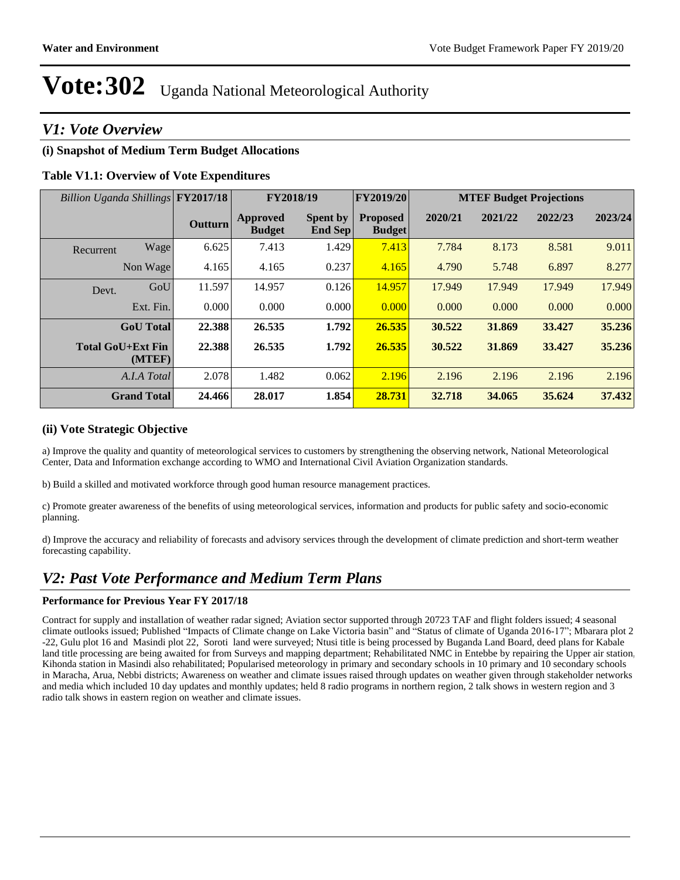# Vote:302 Uganda National Meteorological Authority

## V1: Vote Overview

### (i) Snapshot of Medium Term Budget Allocations

**Table V1.1: Overview of Vote Expenditures**

| *Billion Uganda Shillings* | | FY2017/18 | FY2018/19 | | FY2019/20 | MTEF Budget Projections | | | |
|---|---|---|---|---|---|---|---|---|---|
| | | **Outturn** | **Approved Budget** | **Spent by End Sep** | **Proposed Budget** | **2020/21** | **2021/22** | **2022/23** | **2023/24** |
| Recurrent | Wage | 6.625 | 7.413 | 1.429 | 7.413 | 7.784 | 8.173 | 8.581 | 9.011 |
| | Non Wage | 4.165 | 4.165 | 0.237 | 4.165 | 4.790 | 5.748 | 6.897 | 8.277 |
| Devt. | GoU | 11.597 | 14.957 | 0.126 | 14.957 | 17.949 | 17.949 | 17.949 | 17.949 |
| | Ext. Fin. | 0.000 | 0.000 | 0.000 | 0.000 | 0.000 | 0.000 | 0.000 | 0.000 |
| | **GoU Total** | **22.388** | **26.535** | **1.792** | **26.535** | **30.522** | **31.869** | **33.427** | **35.236** |
| | **Total GoU+Ext Fin (MTEF)** | **22.388** | **26.535** | **1.792** | **26.535** | **30.522** | **31.869** | **33.427** | **35.236** |
| | *A.I.A Total* | 2.078 | 1.482 | 0.062 | 2.196 | 2.196 | 2.196 | 2.196 | 2.196 |
| | **Grand Total** | **24.466** | **28.017** | **1.854** | **28.731** | **32.718** | **34.065** | **35.624** | **37.432** |

### (ii) Vote Strategic Objective

a) Improve the quality and quantity of meteorological services to customers by strengthening the observing network, National Meteorological Center, Data and Information exchange according to WMO and International Civil Aviation Organization standards.

b) Build a skilled and motivated workforce through good human resource management practices.

c) Promote greater awareness of the benefits of using meteorological services, information and products for public safety and socio-economic planning.

d) Improve the accuracy and reliability of forecasts and advisory services through the development of climate prediction and short-term weather forecasting capability.

## V2: Past Vote Performance and Medium Term Plans

**Performance for Previous Year FY 2017/18**

Contract for supply and installation of weather radar signed; Aviation sector supported through 20723 TAF and flight folders issued; 4 seasonal climate outlooks issued; Published "Impacts of Climate change on Lake Victoria basin" and "Status of climate of Uganda 2016-17"; Mbarara plot 2 -22, Gulu plot 16 and Masindi plot 22, Soroti land were surveyed; Ntusi title is being processed by Buganda Land Board, deed plans for Kabale land title processing are being awaited for from Surveys and mapping department; Rehabilitated NMC in Entebbe by repairing the Upper air station, Kihonda station in Masindi also rehabilitated; Popularised meteorology in primary and secondary schools in 10 primary and 10 secondary schools in Maracha, Arua, Nebbi districts; Awareness on weather and climate issues raised through updates on weather given through stakeholder networks and media which included 10 day updates and monthly updates; held 8 radio programs in northern region, 2 talk shows in western region and 3 radio talk shows in eastern region on weather and climate issues.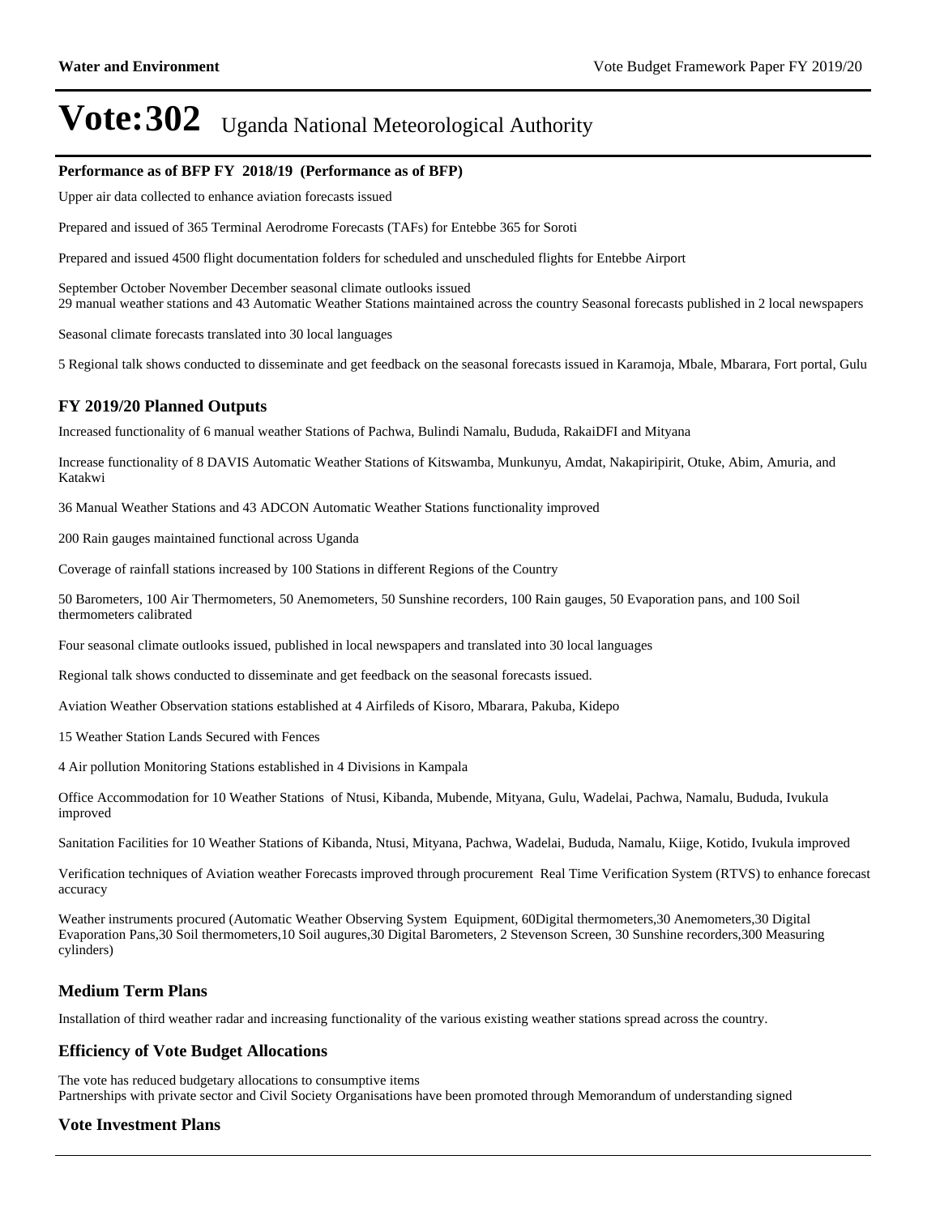# Vote:302 Uganda National Meteorological Authority

**Performance as of BFP FY 2018/19 (Performance as of BFP)**

Upper air data collected to enhance aviation forecasts issued

Prepared and issued of 365 Terminal Aerodrome Forecasts (TAFs) for Entebbe 365 for Soroti

Prepared and issued 4500 flight documentation folders for scheduled and unscheduled flights for Entebbe Airport

September October November December seasonal climate outlooks issued
29 manual weather stations and 43 Automatic Weather Stations maintained across the country Seasonal forecasts published in 2 local newspapers

Seasonal climate forecasts translated into 30 local languages

5 Regional talk shows conducted to disseminate and get feedback on the seasonal forecasts issued in Karamoja, Mbale, Mbarara, Fort portal, Gulu

## FY 2019/20 Planned Outputs

Increased functionality of 6 manual weather Stations of Pachwa, Bulindi Namalu, Bududa, RakaiDFI and Mityana

Increase functionality of 8 DAVIS Automatic Weather Stations of Kitswamba, Munkunyu, Amdat, Nakapiripirit, Otuke, Abim, Amuria, and Katakwi

36 Manual Weather Stations and 43 ADCON Automatic Weather Stations functionality improved

200 Rain gauges maintained functional across Uganda

Coverage of rainfall stations increased by 100 Stations in different Regions of the Country

50 Barometers, 100 Air Thermometers, 50 Anemometers, 50 Sunshine recorders, 100 Rain gauges, 50 Evaporation pans, and 100 Soil thermometers calibrated

Four seasonal climate outlooks issued, published in local newspapers and translated into 30 local languages

Regional talk shows conducted to disseminate and get feedback on the seasonal forecasts issued.

Aviation Weather Observation stations established at 4 Airfileds of Kisoro, Mbarara, Pakuba, Kidepo

15 Weather Station Lands Secured with Fences

4 Air pollution Monitoring Stations established in 4 Divisions in Kampala

Office Accommodation for 10 Weather Stations of Ntusi, Kibanda, Mubende, Mityana, Gulu, Wadelai, Pachwa, Namalu, Bududa, Ivukula improved

Sanitation Facilities for 10 Weather Stations of Kibanda, Ntusi, Mityana, Pachwa, Wadelai, Bududa, Namalu, Kiige, Kotido, Ivukula improved

Verification techniques of Aviation weather Forecasts improved through procurement Real Time Verification System (RTVS) to enhance forecast accuracy

Weather instruments procured (Automatic Weather Observing System Equipment, 60Digital thermometers,30 Anemometers,30 Digital Evaporation Pans,30 Soil thermometers,10 Soil augures,30 Digital Barometers, 2 Stevenson Screen, 30 Sunshine recorders,300 Measuring cylinders)

## Medium Term Plans

Installation of third weather radar and increasing functionality of the various existing weather stations spread across the country.

## Efficiency of Vote Budget Allocations

The vote has reduced budgetary allocations to consumptive items
Partnerships with private sector and Civil Society Organisations have been promoted through Memorandum of understanding signed

## Vote Investment Plans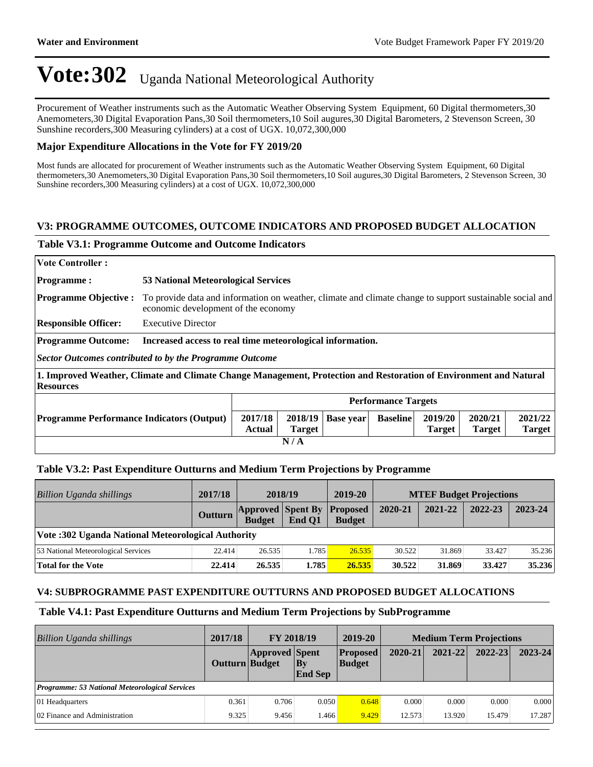# Vote:302 Uganda National Meteorological Authority

Procurement of Weather instruments such as the Automatic Weather Observing System Equipment, 60 Digital thermometers,30 Anemometers,30 Digital Evaporation Pans,30 Soil thermometers,10 Soil augures,30 Digital Barometers, 2 Stevenson Screen, 30 Sunshine recorders,300 Measuring cylinders) at a cost of UGX. 10,072,300,000

### Major Expenditure Allocations in the Vote for FY 2019/20

Most funds are allocated for procurement of Weather instruments such as the Automatic Weather Observing System Equipment, 60 Digital thermometers,30 Anemometers,30 Digital Evaporation Pans,30 Soil thermometers,10 Soil augures,30 Digital Barometers, 2 Stevenson Screen, 30 Sunshine recorders,300 Measuring cylinders) at a cost of UGX. 10,072,300,000

## V3: PROGRAMME OUTCOMES, OUTCOME INDICATORS AND PROPOSED BUDGET ALLOCATION

### Table V3.1: Programme Outcome and Outcome Indicators

**Vote Controller :**

**Programme :** **53 National Meteorological Services**

**Programme Objective :** To provide data and information on weather, climate and climate change to support sustainable social and economic development of the economy

**Responsible Officer:** Executive Director

**Programme Outcome:** **Increased access to real time meteorological information.**

***Sector Outcomes contributed to by the Programme Outcome***

**1. Improved Weather, Climate and Climate Change Management, Protection and Restoration of Environment and Natural Resources**

| | Performance Targets | | | | | | |
|---|---|---|---|---|---|---|---|
| **Programme Performance Indicators (Output)** | **2017/18 Actual** | **2018/19 Target** | **Base year** | **Baseline** | **2019/20 Target** | **2020/21 Target** | **2021/22 Target** |
| N / A | | | | | | | |

### Table V3.2: Past Expenditure Outturns and Medium Term Projections by Programme

| *Billion Uganda shillings* | 2017/18 | 2018/19 | | 2019-20 | MTEF Budget Projections | | | |
|---|---|---|---|---|---|---|---|---|
| | Outturn | Approved Budget | Spent By End Q1 | Proposed Budget | 2020-21 | 2021-22 | 2022-23 | 2023-24 |
| **Vote :302 Uganda National Meteorological Authority** | | | | | | | | |
| 53 National Meteorological Services | 22.414 | 26.535 | 1.785 | 26.535 | 30.522 | 31.869 | 33.427 | 35.236 |
| **Total for the Vote** | **22.414** | **26.535** | **1.785** | **26.535** | **30.522** | **31.869** | **33.427** | **35.236** |

## V4: SUBPROGRAMME PAST EXPENDITURE OUTTURNS AND PROPOSED BUDGET ALLOCATIONS

### Table V4.1: Past Expenditure Outturns and Medium Term Projections by SubProgramme

| *Billion Uganda shillings* | 2017/18 | FY 2018/19 | | 2019-20 | Medium Term Projections | | | |
|---|---|---|---|---|---|---|---|---|
| | Outturn | Approved Budget | Spent By End Sep | Proposed Budget | 2020-21 | 2021-22 | 2022-23 | 2023-24 |
| ***Programme: 53 National Meteorological Services*** | | | | | | | | |
| 01 Headquarters | 0.361 | 0.706 | 0.050 | 0.648 | 0.000 | 0.000 | 0.000 | 0.000 |
| 02 Finance and Administration | 9.325 | 9.456 | 1.466 | 9.429 | 12.573 | 13.920 | 15.479 | 17.287 |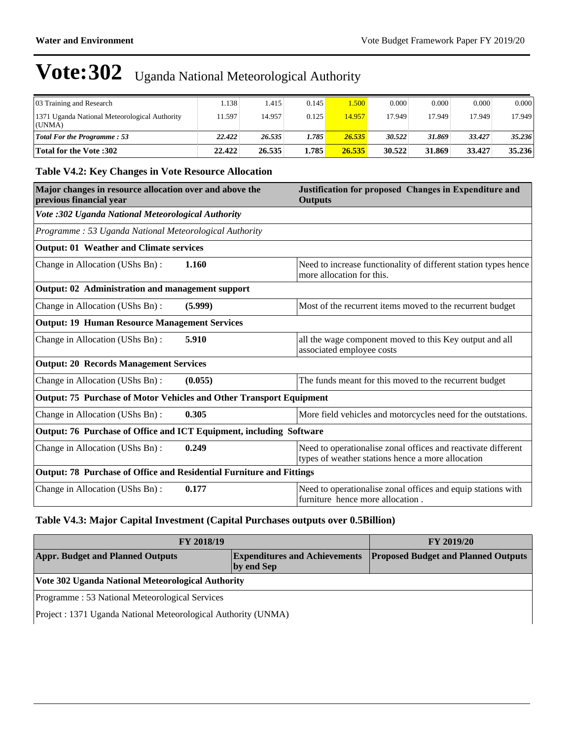# Vote:302 Uganda National Meteorological Authority

| | | | | | | | | |
|---|---|---|---|---|---|---|---|---|
| 03 Training and Research | 1.138 | 1.415 | 0.145 | 1.500 | 0.000 | 0.000 | 0.000 | 0.000 |
| 1371 Uganda National Meteorological Authority (UNMA) | 11.597 | 14.957 | 0.125 | 14.957 | 17.949 | 17.949 | 17.949 | 17.949 |
| ***Total For the Programme : 53*** | ***22.422*** | ***26.535*** | ***1.785*** | ***26.535*** | ***30.522*** | ***31.869*** | ***33.427*** | ***35.236*** |
| **Total for the Vote :302** | **22.422** | **26.535** | **1.785** | **26.535** | **30.522** | **31.869** | **33.427** | **35.236** |

### Table V4.2: Key Changes in Vote Resource Allocation

| Major changes in resource allocation over and above the previous financial year | | Justification for proposed Changes in Expenditure and Outputs |
|---|---|---|
| *Vote :302 Uganda National Meteorological Authority* | | |
| *Programme : 53 Uganda National Meteorological Authority* | | |
| **Output: 01 Weather and Climate services** | | |
| Change in Allocation (UShs Bn) : | **1.160** | Need to increase functionality of different station types hence more allocation for this. |
| **Output: 02 Administration and management support** | | |
| Change in Allocation (UShs Bn) : | **(5.999)** | Most of the recurrent items moved to the recurrent budget |
| **Output: 19 Human Resource Management Services** | | |
| Change in Allocation (UShs Bn) : | **5.910** | all the wage component moved to this Key output and all associated employee costs |
| **Output: 20 Records Management Services** | | |
| Change in Allocation (UShs Bn) : | **(0.055)** | The funds meant for this moved to the recurrent budget |
| **Output: 75 Purchase of Motor Vehicles and Other Transport Equipment** | | |
| Change in Allocation (UShs Bn) : | **0.305** | More field vehicles and motorcycles need for the outstations. |
| **Output: 76 Purchase of Office and ICT Equipment, including Software** | | |
| Change in Allocation (UShs Bn) : | **0.249** | Need to operationalise zonal offices and reactivate different types of weather stations hence a more allocation |
| **Output: 78 Purchase of Office and Residential Furniture and Fittings** | | |
| Change in Allocation (UShs Bn) : | **0.177** | Need to operationalise zonal offices and equip stations with furniture hence more allocation . |

### Table V4.3: Major Capital Investment (Capital Purchases outputs over 0.5Billion)

| FY 2018/19 | | FY 2019/20 |
|---|---|---|
| **Appr. Budget and Planned Outputs** | **Expenditures and Achievements by end Sep** | **Proposed Budget and Planned Outputs** |
| **Vote 302 Uganda National Meteorological Authority** | | |
| Programme : 53 National Meteorological Services | | |
| Project : 1371 Uganda National Meteorological Authority (UNMA) | | |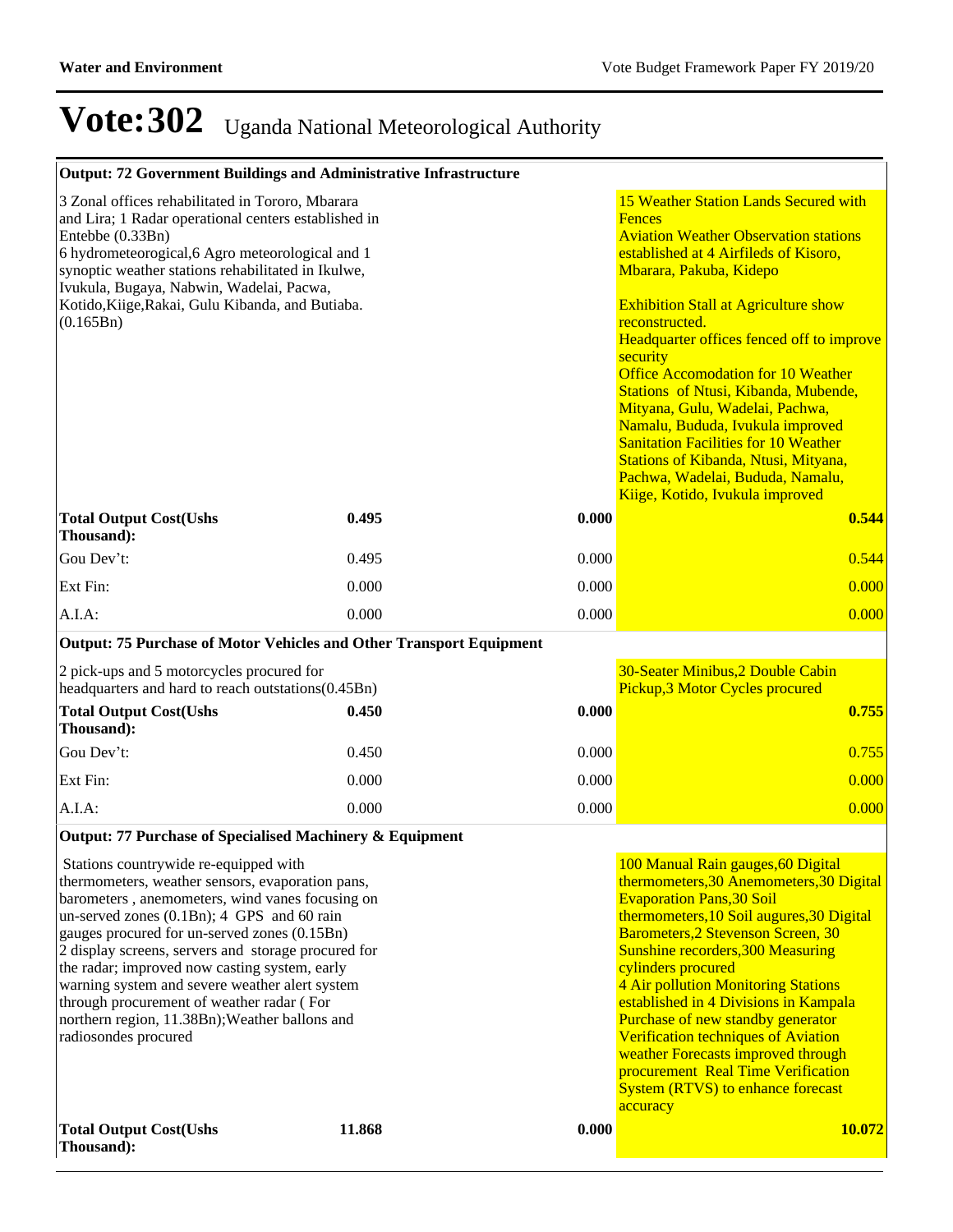# Vote:302 Uganda National Meteorological Authority

| Output: 72 Government Buildings and Administrative Infrastructure | | | |
|---|---|---|---|
| 3 Zonal offices rehabilitated in Tororo, Mbarara and Lira; 1 Radar operational centers established in Entebbe (0.33Bn)<br>6 hydrometeorogical,6 Agro meteorological and 1 synoptic weather stations rehabilitated in Ikulwe, Ivukula, Bugaya, Nabwin, Wadelai, Pacwa, Kotido,Kiige,Rakai, Gulu Kibanda, and Butiaba. (0.165Bn) | | | 15 Weather Station Lands Secured with Fences<br>Aviation Weather Observation stations established at 4 Airfileds of Kisoro, Mbarara, Pakuba, Kidepo<br><br>Exhibition Stall at Agriculture show reconstructed.<br>Headquarter offices fenced off to improve security<br>Office Accomodation for 10 Weather Stations of Ntusi, Kibanda, Mubende, Mityana, Gulu, Wadelai, Pachwa, Namalu, Bududa, Ivukula improved<br>Sanitation Facilities for 10 Weather Stations of Kibanda, Ntusi, Mityana, Pachwa, Wadelai, Bududa, Namalu, Kiige, Kotido, Ivukula improved |
| **Total Output Cost(Ushs Thousand):** | **0.495** | **0.000** | **0.544** |
| Gou Dev't: | 0.495 | 0.000 | 0.544 |
| Ext Fin: | 0.000 | 0.000 | 0.000 |
| A.I.A: | 0.000 | 0.000 | 0.000 |
| **Output: 75 Purchase of Motor Vehicles and Other Transport Equipment** | | | |
| 2 pick-ups and 5 motorcycles procured for headquarters and hard to reach outstations(0.45Bn) | | | 30-Seater Minibus,2 Double Cabin Pickup,3 Motor Cycles procured |
| **Total Output Cost(Ushs Thousand):** | **0.450** | **0.000** | **0.755** |
| Gou Dev't: | 0.450 | 0.000 | 0.755 |
| Ext Fin: | 0.000 | 0.000 | 0.000 |
| A.I.A: | 0.000 | 0.000 | 0.000 |
| **Output: 77 Purchase of Specialised Machinery & Equipment** | | | |
| Stations countrywide re-equipped with thermometers, weather sensors, evaporation pans, barometers , anemometers, wind vanes focusing on un-served zones (0.1Bn); 4 GPS and 60 rain gauges procured for un-served zones (0.15Bn)<br>2 display screens, servers and storage procured for the radar; improved now casting system, early warning system and severe weather alert system through procurement of weather radar ( For northern region, 11.38Bn);Weather ballons and radiosondes procured | | | 100 Manual Rain gauges,60 Digital thermometers,30 Anemometers,30 Digital Evaporation Pans,30 Soil thermometers,10 Soil augures,30 Digital Barometers,2 Stevenson Screen, 30 Sunshine recorders,300 Measuring cylinders procured<br>4 Air pollution Monitoring Stations established in 4 Divisions in Kampala<br>Purchase of new standby generator<br>Verification techniques of Aviation weather Forecasts improved through procurement Real Time Verification System (RTVS) to enhance forecast accuracy |
| **Total Output Cost(Ushs Thousand):** | **11.868** | **0.000** | **10.072** |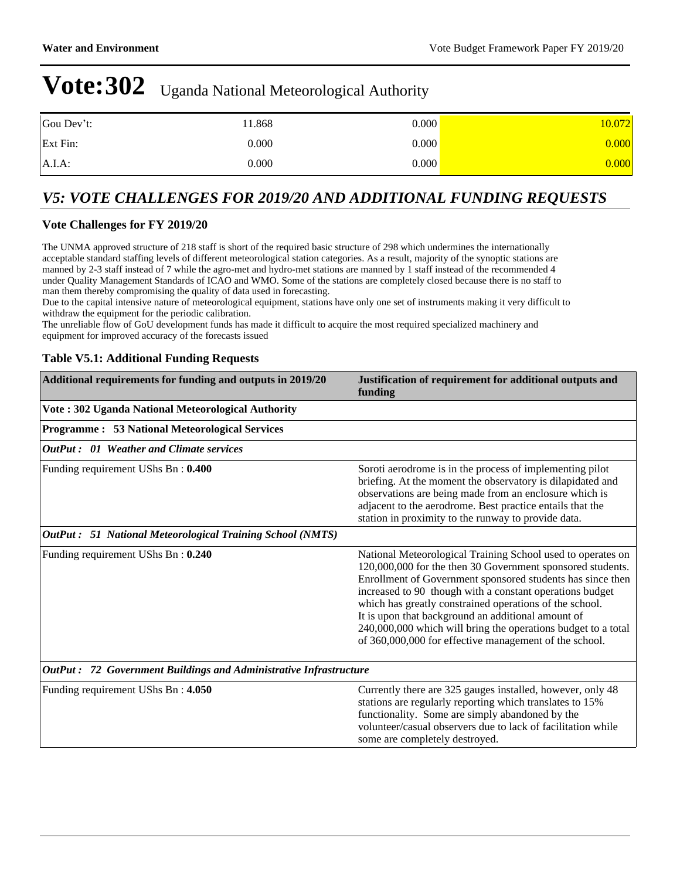# Vote:302 Uganda National Meteorological Authority

| | | | |
|---|---|---|---|
| Gou Dev't: | 11.868 | 0.000 | 10.072 |
| Ext Fin: | 0.000 | 0.000 | 0.000 |
| A.I.A: | 0.000 | 0.000 | 0.000 |

## *V5: VOTE CHALLENGES FOR 2019/20 AND ADDITIONAL FUNDING REQUESTS*

### Vote Challenges for FY 2019/20

The UNMA approved structure of 218 staff is short of the required basic structure of 298 which undermines the internationally acceptable standard staffing levels of different meteorological station categories. As a result, majority of the synoptic stations are manned by 2-3 staff instead of 7 while the agro-met and hydro-met stations are manned by 1 staff instead of the recommended 4 under Quality Management Standards of ICAO and WMO. Some of the stations are completely closed because there is no staff to man them thereby compromising the quality of data used in forecasting.
Due to the capital intensive nature of meteorological equipment, stations have only one set of instruments making it very difficult to withdraw the equipment for the periodic calibration.
The unreliable flow of GoU development funds has made it difficult to acquire the most required specialized machinery and equipment for improved accuracy of the forecasts issued

### Table V5.1: Additional Funding Requests

| Additional requirements for funding and outputs in 2019/20 | Justification of requirement for additional outputs and funding |
|---|---|
| **Vote : 302 Uganda National Meteorological Authority** | |
| **Programme : 53 National Meteorological Services** | |
| ***OutPut : 01 Weather and Climate services*** | |
| Funding requirement UShs Bn : **0.400** | Soroti aerodrome is in the process of implementing pilot briefing. At the moment the observatory is dilapidated and observations are being made from an enclosure which is adjacent to the aerodrome. Best practice entails that the station in proximity to the runway to provide data. |
| ***OutPut : 51 National Meteorological Training School (NMTS)*** | |
| Funding requirement UShs Bn : **0.240** | National Meteorological Training School used to operates on 120,000,000 for the then 30 Government sponsored students. Enrollment of Government sponsored students has since then increased to 90 though with a constant operations budget which has greatly constrained operations of the school. It is upon that background an additional amount of 240,000,000 which will bring the operations budget to a total of 360,000,000 for effective management of the school. |
| ***OutPut : 72 Government Buildings and Administrative Infrastructure*** | |
| Funding requirement UShs Bn : **4.050** | Currently there are 325 gauges installed, however, only 48 stations are regularly reporting which translates to 15% functionality. Some are simply abandoned by the volunteer/casual observers due to lack of facilitation while some are completely destroyed. |